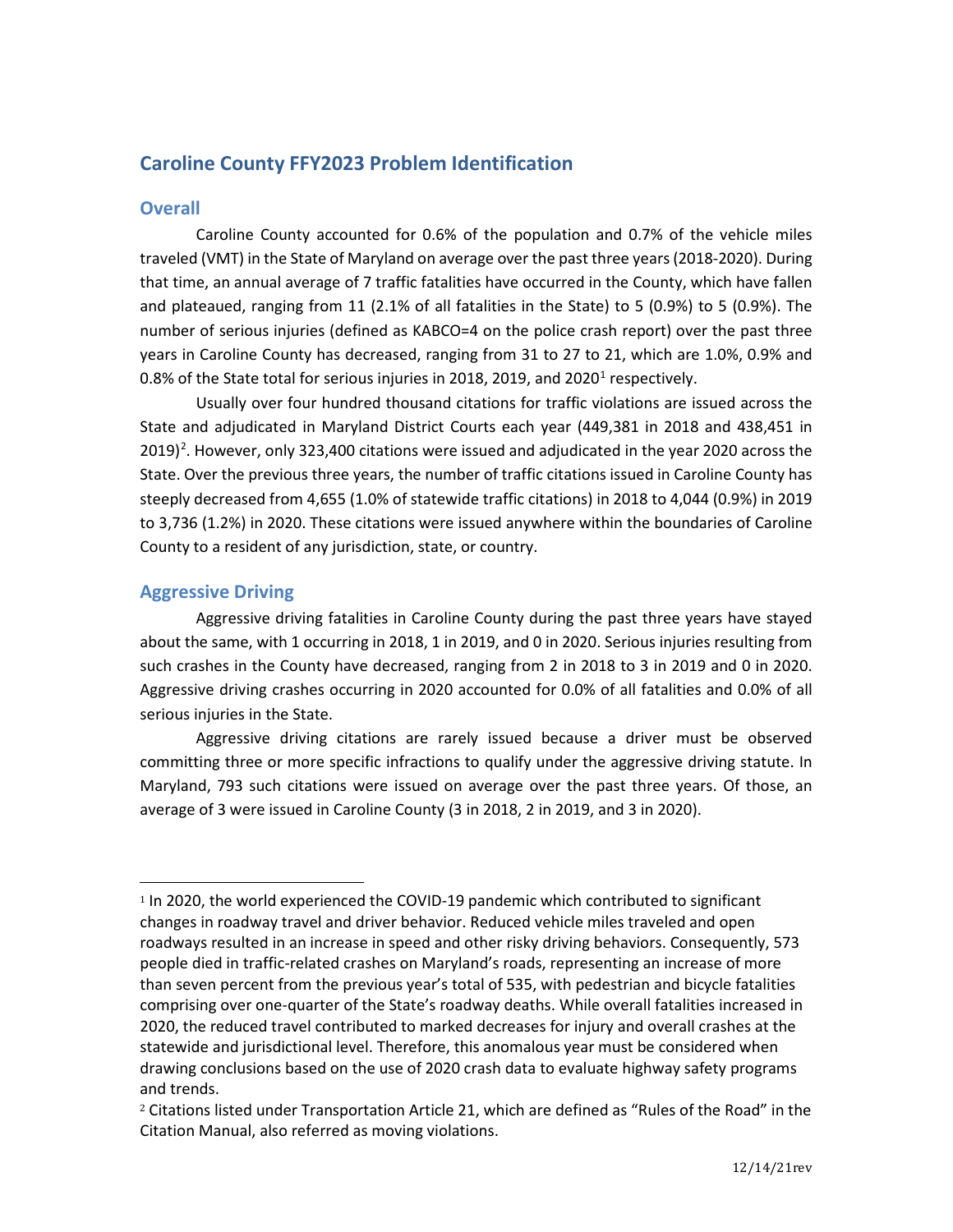# Caroline County FFY2023 Problem Identification

## Overall

Caroline County accounted for 0.6% of the population and 0.7% of the vehicle miles traveled (VMT) in the State of Maryland on average over the past three years (2018-2020). During that time, an annual average of 7 traffic fatalities have occurred in the County, which have fallen and plateaued, ranging from 11 (2.1% of all fatalities in the State) to 5 (0.9%) to 5 (0.9%). The number of serious injuries (defined as KABCO=4 on the police crash report) over the past three years in Caroline County has decreased, ranging from 31 to 27 to 21, which are 1.0%, 0.9% and 0.8% of the State total for serious injuries in 2018, 2019, and 2020[1] respectively.

Usually over four hundred thousand citations for traffic violations are issued across the State and adjudicated in Maryland District Courts each year (449,381 in 2018 and 438,451 in 2019)[2]. However, only 323,400 citations were issued and adjudicated in the year 2020 across the State. Over the previous three years, the number of traffic citations issued in Caroline County has steeply decreased from 4,655 (1.0% of statewide traffic citations) in 2018 to 4,044 (0.9%) in 2019 to 3,736 (1.2%) in 2020. These citations were issued anywhere within the boundaries of Caroline County to a resident of any jurisdiction, state, or country.

## Aggressive Driving

Aggressive driving fatalities in Caroline County during the past three years have stayed about the same, with 1 occurring in 2018, 1 in 2019, and 0 in 2020. Serious injuries resulting from such crashes in the County have decreased, ranging from 2 in 2018 to 3 in 2019 and 0 in 2020. Aggressive driving crashes occurring in 2020 accounted for 0.0% of all fatalities and 0.0% of all serious injuries in the State.

Aggressive driving citations are rarely issued because a driver must be observed committing three or more specific infractions to qualify under the aggressive driving statute. In Maryland, 793 such citations were issued on average over the past three years. Of those, an average of 3 were issued in Caroline County (3 in 2018, 2 in 2019, and 3 in 2020).

[1] In 2020, the world experienced the COVID-19 pandemic which contributed to significant changes in roadway travel and driver behavior. Reduced vehicle miles traveled and open roadways resulted in an increase in speed and other risky driving behaviors. Consequently, 573 people died in traffic-related crashes on Maryland's roads, representing an increase of more than seven percent from the previous year's total of 535, with pedestrian and bicycle fatalities comprising over one-quarter of the State's roadway deaths. While overall fatalities increased in 2020, the reduced travel contributed to marked decreases for injury and overall crashes at the statewide and jurisdictional level. Therefore, this anomalous year must be considered when drawing conclusions based on the use of 2020 crash data to evaluate highway safety programs and trends.

[2] Citations listed under Transportation Article 21, which are defined as "Rules of the Road" in the Citation Manual, also referred as moving violations.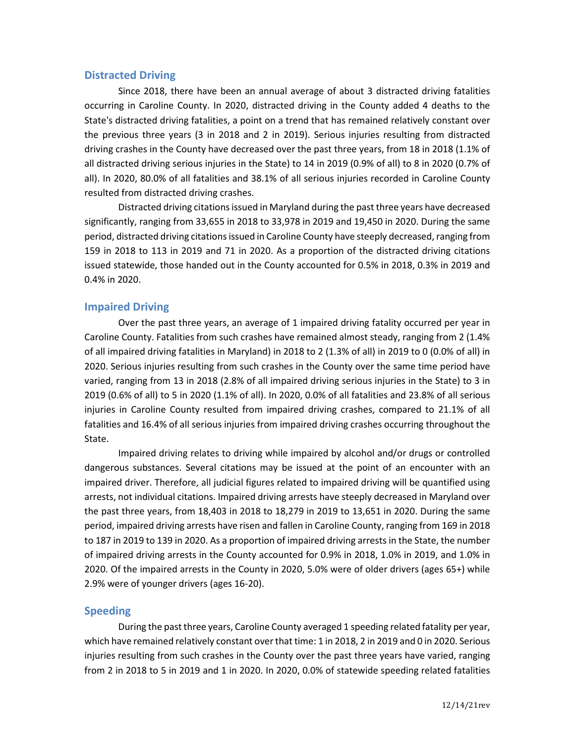## Distracted Driving

Since 2018, there have been an annual average of about 3 distracted driving fatalities occurring in Caroline County. In 2020, distracted driving in the County added 4 deaths to the State's distracted driving fatalities, a point on a trend that has remained relatively constant over the previous three years (3 in 2018 and 2 in 2019). Serious injuries resulting from distracted driving crashes in the County have decreased over the past three years, from 18 in 2018 (1.1% of all distracted driving serious injuries in the State) to 14 in 2019 (0.9% of all) to 8 in 2020 (0.7% of all). In 2020, 80.0% of all fatalities and 38.1% of all serious injuries recorded in Caroline County resulted from distracted driving crashes.

Distracted driving citations issued in Maryland during the past three years have decreased significantly, ranging from 33,655 in 2018 to 33,978 in 2019 and 19,450 in 2020. During the same period, distracted driving citations issued in Caroline County have steeply decreased, ranging from 159 in 2018 to 113 in 2019 and 71 in 2020. As a proportion of the distracted driving citations issued statewide, those handed out in the County accounted for 0.5% in 2018, 0.3% in 2019 and 0.4% in 2020.

## Impaired Driving

Over the past three years, an average of 1 impaired driving fatality occurred per year in Caroline County. Fatalities from such crashes have remained almost steady, ranging from 2 (1.4% of all impaired driving fatalities in Maryland) in 2018 to 2 (1.3% of all) in 2019 to 0 (0.0% of all) in 2020. Serious injuries resulting from such crashes in the County over the same time period have varied, ranging from 13 in 2018 (2.8% of all impaired driving serious injuries in the State) to 3 in 2019 (0.6% of all) to 5 in 2020 (1.1% of all). In 2020, 0.0% of all fatalities and 23.8% of all serious injuries in Caroline County resulted from impaired driving crashes, compared to 21.1% of all fatalities and 16.4% of all serious injuries from impaired driving crashes occurring throughout the State.

Impaired driving relates to driving while impaired by alcohol and/or drugs or controlled dangerous substances. Several citations may be issued at the point of an encounter with an impaired driver. Therefore, all judicial figures related to impaired driving will be quantified using arrests, not individual citations. Impaired driving arrests have steeply decreased in Maryland over the past three years, from 18,403 in 2018 to 18,279 in 2019 to 13,651 in 2020. During the same period, impaired driving arrests have risen and fallen in Caroline County, ranging from 169 in 2018 to 187 in 2019 to 139 in 2020. As a proportion of impaired driving arrests in the State, the number of impaired driving arrests in the County accounted for 0.9% in 2018, 1.0% in 2019, and 1.0% in 2020. Of the impaired arrests in the County in 2020, 5.0% were of older drivers (ages 65+) while 2.9% were of younger drivers (ages 16-20).

## Speeding

During the past three years, Caroline County averaged 1 speeding related fatality per year, which have remained relatively constant over that time: 1 in 2018, 2 in 2019 and 0 in 2020. Serious injuries resulting from such crashes in the County over the past three years have varied, ranging from 2 in 2018 to 5 in 2019 and 1 in 2020. In 2020, 0.0% of statewide speeding related fatalities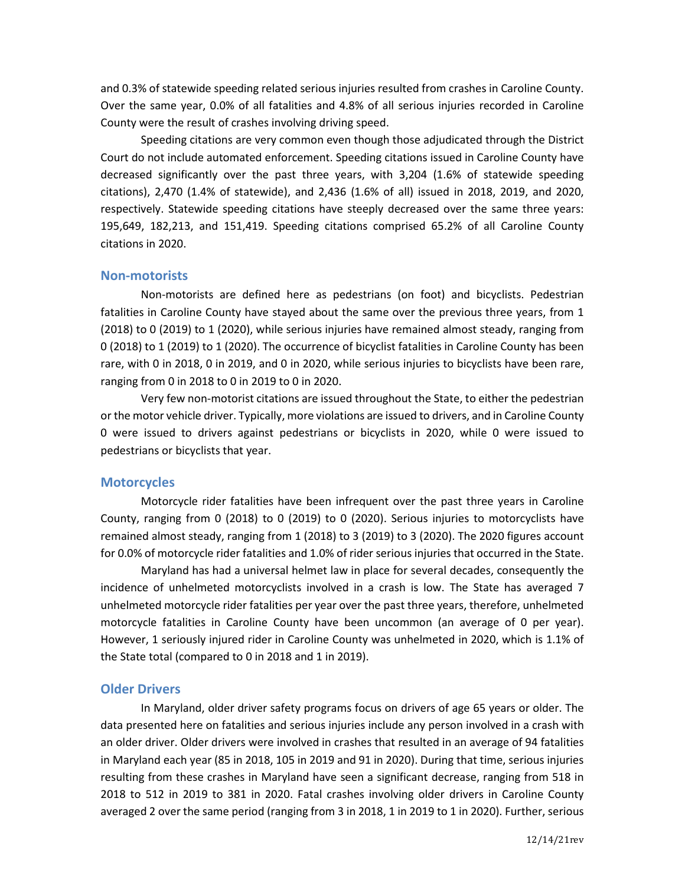and 0.3% of statewide speeding related serious injuries resulted from crashes in Caroline County. Over the same year, 0.0% of all fatalities and 4.8% of all serious injuries recorded in Caroline County were the result of crashes involving driving speed.

Speeding citations are very common even though those adjudicated through the District Court do not include automated enforcement. Speeding citations issued in Caroline County have decreased significantly over the past three years, with 3,204 (1.6% of statewide speeding citations), 2,470 (1.4% of statewide), and 2,436 (1.6% of all) issued in 2018, 2019, and 2020, respectively. Statewide speeding citations have steeply decreased over the same three years: 195,649, 182,213, and 151,419. Speeding citations comprised 65.2% of all Caroline County citations in 2020.

## Non-motorists

Non-motorists are defined here as pedestrians (on foot) and bicyclists. Pedestrian fatalities in Caroline County have stayed about the same over the previous three years, from 1 (2018) to 0 (2019) to 1 (2020), while serious injuries have remained almost steady, ranging from 0 (2018) to 1 (2019) to 1 (2020). The occurrence of bicyclist fatalities in Caroline County has been rare, with 0 in 2018, 0 in 2019, and 0 in 2020, while serious injuries to bicyclists have been rare, ranging from 0 in 2018 to 0 in 2019 to 0 in 2020.

Very few non-motorist citations are issued throughout the State, to either the pedestrian or the motor vehicle driver. Typically, more violations are issued to drivers, and in Caroline County 0 were issued to drivers against pedestrians or bicyclists in 2020, while 0 were issued to pedestrians or bicyclists that year.

## Motorcycles

Motorcycle rider fatalities have been infrequent over the past three years in Caroline County, ranging from 0 (2018) to 0 (2019) to 0 (2020). Serious injuries to motorcyclists have remained almost steady, ranging from 1 (2018) to 3 (2019) to 3 (2020). The 2020 figures account for 0.0% of motorcycle rider fatalities and 1.0% of rider serious injuries that occurred in the State.

Maryland has had a universal helmet law in place for several decades, consequently the incidence of unhelmeted motorcyclists involved in a crash is low. The State has averaged 7 unhelmeted motorcycle rider fatalities per year over the past three years, therefore, unhelmeted motorcycle fatalities in Caroline County have been uncommon (an average of 0 per year). However, 1 seriously injured rider in Caroline County was unhelmeted in 2020, which is 1.1% of the State total (compared to 0 in 2018 and 1 in 2019).

## Older Drivers

In Maryland, older driver safety programs focus on drivers of age 65 years or older. The data presented here on fatalities and serious injuries include any person involved in a crash with an older driver. Older drivers were involved in crashes that resulted in an average of 94 fatalities in Maryland each year (85 in 2018, 105 in 2019 and 91 in 2020). During that time, serious injuries resulting from these crashes in Maryland have seen a significant decrease, ranging from 518 in 2018 to 512 in 2019 to 381 in 2020. Fatal crashes involving older drivers in Caroline County averaged 2 over the same period (ranging from 3 in 2018, 1 in 2019 to 1 in 2020). Further, serious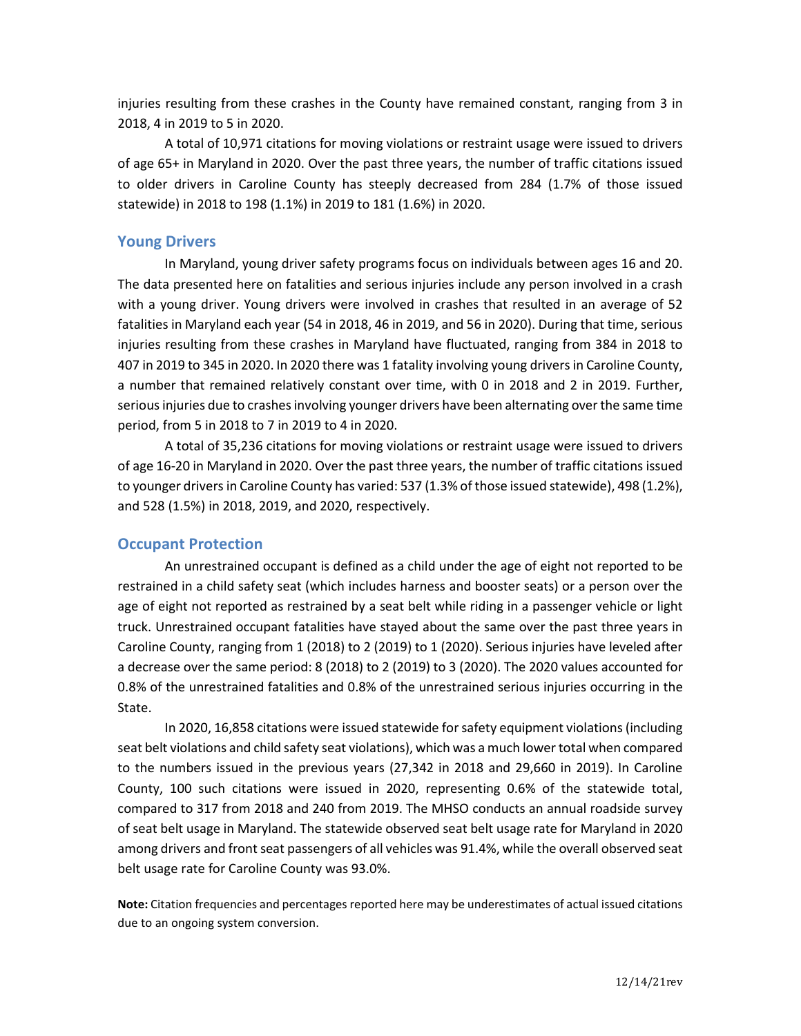injuries resulting from these crashes in the County have remained constant, ranging from 3 in 2018, 4 in 2019 to 5 in 2020.

A total of 10,971 citations for moving violations or restraint usage were issued to drivers of age 65+ in Maryland in 2020. Over the past three years, the number of traffic citations issued to older drivers in Caroline County has steeply decreased from 284 (1.7% of those issued statewide) in 2018 to 198 (1.1%) in 2019 to 181 (1.6%) in 2020.

## Young Drivers

In Maryland, young driver safety programs focus on individuals between ages 16 and 20. The data presented here on fatalities and serious injuries include any person involved in a crash with a young driver. Young drivers were involved in crashes that resulted in an average of 52 fatalities in Maryland each year (54 in 2018, 46 in 2019, and 56 in 2020). During that time, serious injuries resulting from these crashes in Maryland have fluctuated, ranging from 384 in 2018 to 407 in 2019 to 345 in 2020. In 2020 there was 1 fatality involving young drivers in Caroline County, a number that remained relatively constant over time, with 0 in 2018 and 2 in 2019. Further, serious injuries due to crashes involving younger drivers have been alternating over the same time period, from 5 in 2018 to 7 in 2019 to 4 in 2020.

A total of 35,236 citations for moving violations or restraint usage were issued to drivers of age 16-20 in Maryland in 2020. Over the past three years, the number of traffic citations issued to younger drivers in Caroline County has varied: 537 (1.3% of those issued statewide), 498 (1.2%), and 528 (1.5%) in 2018, 2019, and 2020, respectively.

## Occupant Protection

An unrestrained occupant is defined as a child under the age of eight not reported to be restrained in a child safety seat (which includes harness and booster seats) or a person over the age of eight not reported as restrained by a seat belt while riding in a passenger vehicle or light truck. Unrestrained occupant fatalities have stayed about the same over the past three years in Caroline County, ranging from 1 (2018) to 2 (2019) to 1 (2020). Serious injuries have leveled after a decrease over the same period: 8 (2018) to 2 (2019) to 3 (2020). The 2020 values accounted for 0.8% of the unrestrained fatalities and 0.8% of the unrestrained serious injuries occurring in the State.

In 2020, 16,858 citations were issued statewide for safety equipment violations (including seat belt violations and child safety seat violations), which was a much lower total when compared to the numbers issued in the previous years (27,342 in 2018 and 29,660 in 2019). In Caroline County, 100 such citations were issued in 2020, representing 0.6% of the statewide total, compared to 317 from 2018 and 240 from 2019. The MHSO conducts an annual roadside survey of seat belt usage in Maryland. The statewide observed seat belt usage rate for Maryland in 2020 among drivers and front seat passengers of all vehicles was 91.4%, while the overall observed seat belt usage rate for Caroline County was 93.0%.

**Note:** Citation frequencies and percentages reported here may be underestimates of actual issued citations due to an ongoing system conversion.

12/14/21rev